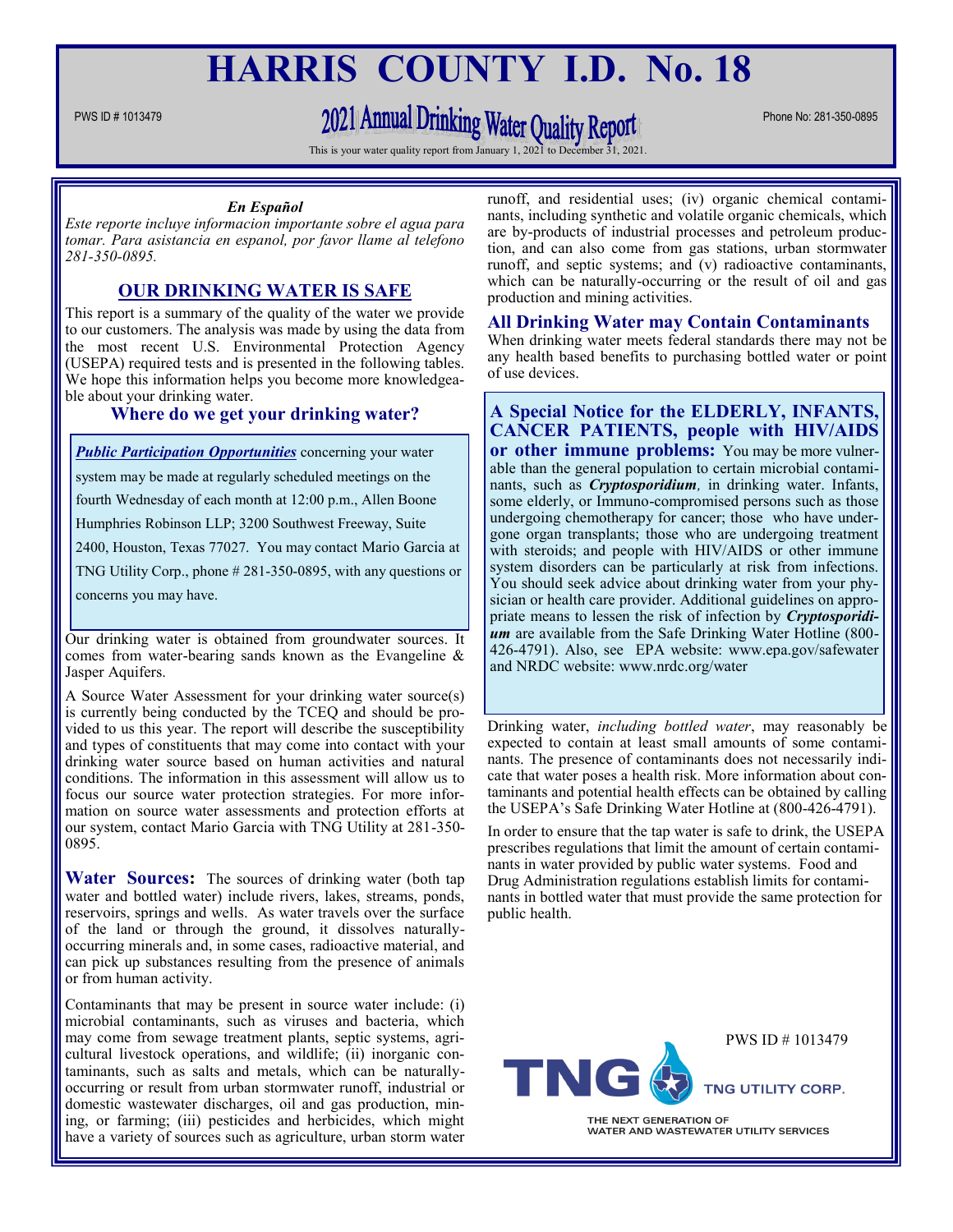# HARRIS COUNTY I.D. No. 18

PWS ID # 1013479

## 2021 Annual Drinking Water Quality Report

Phone No: 281-350-0895

This is your water quality report from January 1, 2021 to December 31, 2021.

***En Español***

*Este reporte incluye informacion importante sobre el agua para tomar. Para asistencia en espanol, por favor llame al telefono 281-350-0895.*

### OUR DRINKING WATER IS SAFE

This report is a summary of the quality of the water we provide to our customers. The analysis was made by using the data from the most recent U.S. Environmental Protection Agency (USEPA) required tests and is presented in the following tables. We hope this information helps you become more knowledgeable about your drinking water.

### Where do we get your drinking water?

***Public Participation Opportunities*** concerning your water system may be made at regularly scheduled meetings on the fourth Wednesday of each month at 12:00 p.m., Allen Boone Humphries Robinson LLP; 3200 Southwest Freeway, Suite 2400, Houston, Texas 77027. You may contact Mario Garcia at TNG Utility Corp., phone # 281-350-0895, with any questions or concerns you may have.

Our drinking water is obtained from groundwater sources. It comes from water-bearing sands known as the Evangeline & Jasper Aquifers.

A Source Water Assessment for your drinking water source(s) is currently being conducted by the TCEQ and should be provided to us this year. The report will describe the susceptibility and types of constituents that may come into contact with your drinking water source based on human activities and natural conditions. The information in this assessment will allow us to focus our source water protection strategies. For more information on source water assessments and protection efforts at our system, contact Mario Garcia with TNG Utility at 281-350-0895.

**Water Sources:** The sources of drinking water (both tap water and bottled water) include rivers, lakes, streams, ponds, reservoirs, springs and wells. As water travels over the surface of the land or through the ground, it dissolves naturally-occurring minerals and, in some cases, radioactive material, and can pick up substances resulting from the presence of animals or from human activity.

Contaminants that may be present in source water include: (i) microbial contaminants, such as viruses and bacteria, which may come from sewage treatment plants, septic systems, agricultural livestock operations, and wildlife; (ii) inorganic contaminants, such as salts and metals, which can be naturally-occurring or result from urban stormwater runoff, industrial or domestic wastewater discharges, oil and gas production, mining, or farming; (iii) pesticides and herbicides, which might have a variety of sources such as agriculture, urban storm water runoff, and residential uses; (iv) organic chemical contaminants, including synthetic and volatile organic chemicals, which are by-products of industrial processes and petroleum production, and can also come from gas stations, urban stormwater runoff, and septic systems; and (v) radioactive contaminants, which can be naturally-occurring or the result of oil and gas production and mining activities.

### All Drinking Water may Contain Contaminants

When drinking water meets federal standards there may not be any health based benefits to purchasing bottled water or point of use devices.

**A Special Notice for the ELDERLY, INFANTS, CANCER PATIENTS, people with HIV/AIDS or other immune problems:** You may be more vulnerable than the general population to certain microbial contaminants, such as ***Cryptosporidium**,* in drinking water. Infants, some elderly, or Immuno-compromised persons such as those undergoing chemotherapy for cancer; those who have undergone organ transplants; those who are undergoing treatment with steroids; and people with HIV/AIDS or other immune system disorders can be particularly at risk from infections. You should seek advice about drinking water from your physician or health care provider. Additional guidelines on appropriate means to lessen the risk of infection by ***Cryptosporidium*** are available from the Safe Drinking Water Hotline (800-426-4791). Also, see EPA website: www.epa.gov/safewater and NRDC website: www.nrdc.org/water

Drinking water, *including bottled water*, may reasonably be expected to contain at least small amounts of some contaminants. The presence of contaminants does not necessarily indicate that water poses a health risk. More information about contaminants and potential health effects can be obtained by calling the USEPA's Safe Drinking Water Hotline at (800-426-4791).

In order to ensure that the tap water is safe to drink, the USEPA prescribes regulations that limit the amount of certain contaminants in water provided by public water systems. Food and Drug Administration regulations establish limits for contaminants in bottled water that must provide the same protection for public health.

PWS ID # 1013479

TNG UTILITY CORP.

THE NEXT GENERATION OF WATER AND WASTEWATER UTILITY SERVICES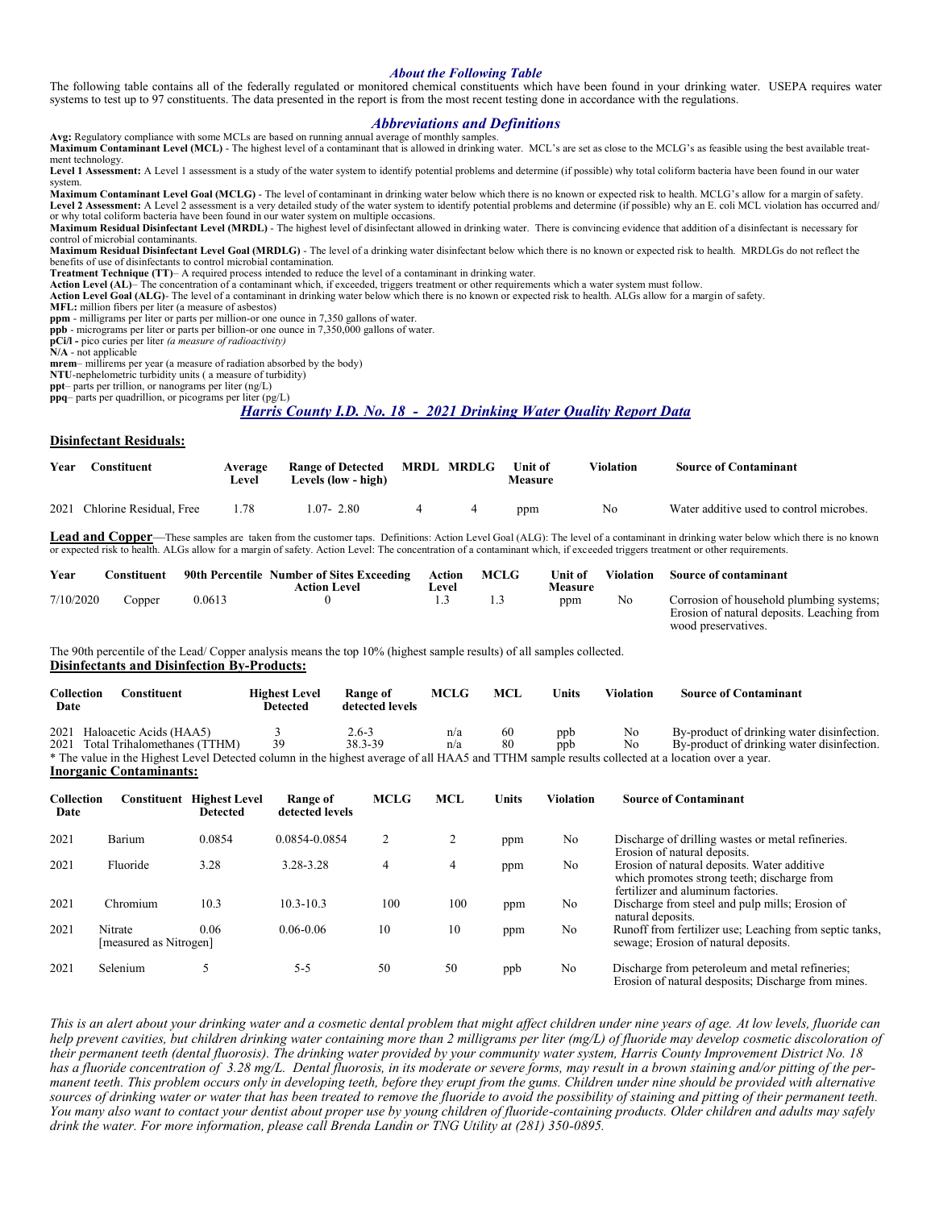### *About the Following Table*

The following table contains all of the federally regulated or monitored chemical constituents which have been found in your drinking water. USEPA requires water systems to test up to 97 constituents. The data presented in the report is from the most recent testing done in accordance with the regulations.

### *Abbreviations and Definitions*

**Avg:** Regulatory compliance with some MCLs are based on running annual average of monthly samples.
**Maximum Contaminant Level (MCL)** - The highest level of a contaminant that is allowed in drinking water. MCL's are set as close to the MCLG's as feasible using the best available treatment technology.
**Level 1 Assessment:** A Level 1 assessment is a study of the water system to identify potential problems and determine (if possible) why total coliform bacteria have been found in our water system.
**Maximum Contaminant Level Goal (MCLG)** - The level of contaminant in drinking water below which there is no known or expected risk to health. MCLG's allow for a margin of safety.
**Level 2 Assessment:** A Level 2 assessment is a very detailed study of the water system to identify potential problems and determine (if possible) why an E. coli MCL violation has occurred and/or why total coliform bacteria have been found in our water system on multiple occasions.
**Maximum Residual Disinfectant Level (MRDL)** - The highest level of disinfectant allowed in drinking water. There is convincing evidence that addition of a disinfectant is necessary for control of microbial contaminants.
**Maximum Residual Disinfectant Level Goal (MRDLG)** - The level of a drinking water disinfectant below which there is no known or expected risk to health. MRDLGs do not reflect the benefits of use of disinfectants to control microbial contamination.
**Treatment Technique (TT)**– A required process intended to reduce the level of a contaminant in drinking water.
**Action Level (AL)**– The concentration of a contaminant which, if exceeded, triggers treatment or other requirements which a water system must follow.
**Action Level Goal (ALG)**- The level of a contaminant in drinking water below which there is no known or expected risk to health. ALGs allow for a margin of safety.
**MFL:** million fibers per liter (a measure of asbestos)
**ppm** - milligrams per liter or parts per million-or one ounce in 7,350 gallons of water.
**ppb** - micrograms per liter or parts per billion-or one ounce in 7,350,000 gallons of water.
**pCi/l -** pico curies per liter *(a measure of radioactivity)*
**N/A** - not applicable
**mrem**– millirems per year (a measure of radiation absorbed by the body)
**NTU**-nephelometric turbidity units ( a measure of turbidity)
**ppt**– parts per trillion, or nanograms per liter (ng/L)
**ppq**– parts per quadrillion, or picograms per liter (pg/L)

## *Harris County I.D. No. 18 - 2021 Drinking Water Quality Report Data*

**Disinfectant Residuals:**

| Year | Constituent | Average Level | Range of Detected Levels (low - high) | MRDL | MRDLG | Unit of Measure | Violation | Source of Contaminant |
|---|---|---|---|---|---|---|---|---|
| 2021 | Chlorine Residual, Free | 1.78 | 1.07- 2.80 | 4 | 4 | ppm | No | Water additive used to control microbes. |

**Lead and Copper**—These samples are taken from the customer taps. Definitions: Action Level Goal (ALG): The level of a contaminant in drinking water below which there is no known or expected risk to health. ALGs allow for a margin of safety. Action Level: The concentration of a contaminant which, if exceeded triggers treatment or other requirements.

| Year | Constituent | 90th Percentile | Number of Sites Exceeding Action Level | Action Level | MCLG | Unit of Measure | Violation | Source of contaminant |
|---|---|---|---|---|---|---|---|---|
| 7/10/2020 | Copper | 0.0613 | 0 | 1.3 | 1.3 | ppm | No | Corrosion of household plumbing systems; Erosion of natural deposits. Leaching from wood preservatives. |

The 90th percentile of the Lead/ Copper analysis means the top 10% (highest sample results) of all samples collected.

**Disinfectants and Disinfection By-Products:**

| Collection Date | Constituent | Highest Level Detected | Range of detected levels | MCLG | MCL | Units | Violation | Source of Contaminant |
|---|---|---|---|---|---|---|---|---|
| 2021 | Haloacetic Acids (HAA5) | 3 | 2.6-3 | n/a | 60 | ppb | No | By-product of drinking water disinfection. |
| 2021 | Total Trihalomethanes (TTHM) | 39 | 38.3-39 | n/a | 80 | ppb | No | By-product of drinking water disinfection. |

\* The value in the Highest Level Detected column in the highest average of all HAA5 and TTHM sample results collected at a location over a year.

**Inorganic Contaminants:**

| Collection Date | Constituent | Highest Level Detected | Range of detected levels | MCLG | MCL | Units | Violation | Source of Contaminant |
|---|---|---|---|---|---|---|---|---|
| 2021 | Barium | 0.0854 | 0.0854-0.0854 | 2 | 2 | ppm | No | Discharge of drilling wastes or metal refineries. Erosion of natural deposits. |
| 2021 | Fluoride | 3.28 | 3.28-3.28 | 4 | 4 | ppm | No | Erosion of natural deposits. Water additive which promotes strong teeth; discharge from fertilizer and aluminum factories. |
| 2021 | Chromium | 10.3 | 10.3-10.3 | 100 | 100 | ppm | No | Discharge from steel and pulp mills; Erosion of natural deposits. |
| 2021 | Nitrate [measured as Nitrogen] | 0.06 | 0.06-0.06 | 10 | 10 | ppm | No | Runoff from fertilizer use; Leaching from septic tanks, sewage; Erosion of natural deposits. |
| 2021 | Selenium | 5 | 5-5 | 50 | 50 | ppb | No | Discharge from peteroleum and metal refineries; Erosion of natural desposits; Discharge from mines. |

*This is an alert about your drinking water and a cosmetic dental problem that might affect children under nine years of age. At low levels, fluoride can help prevent cavities, but children drinking water containing more than 2 milligrams per liter (mg/L) of fluoride may develop cosmetic discoloration of their permanent teeth (dental fluorosis). The drinking water provided by your community water system, Harris County Improvement District No. 18 has a fluoride concentration of 3.28 mg/L. Dental fluorosis, in its moderate or severe forms, may result in a brown staining and/or pitting of the permanent teeth. This problem occurs only in developing teeth, before they erupt from the gums. Children under nine should be provided with alternative sources of drinking water or water that has been treated to remove the fluoride to avoid the possibility of staining and pitting of their permanent teeth. You many also want to contact your dentist about proper use by young children of fluoride-containing products. Older children and adults may safely drink the water. For more information, please call Brenda Landin or TNG Utility at (281) 350-0895.*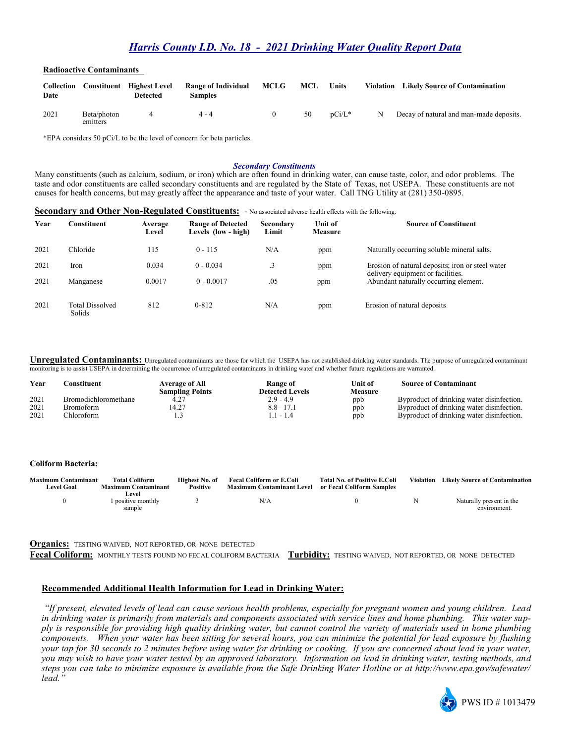# *Harris County I.D. No. 18 - 2021 Drinking Water Quality Report Data*

**Radioactive Contaminants**

| Collection Date | Constituent | Highest Level Detected | Range of Individual Samples | MCLG | MCL | Units | Violation | Likely Source of Contamination |
|---|---|---|---|---|---|---|---|---|
| 2021 | Beta/photon emitters | 4 | 4 - 4 | 0 | 50 | pCi/L* | N | Decay of natural and man-made deposits. |

*EPA considers 50 pCi/L to be the level of concern for beta particles.

### *Secondary Constituents*

Many constituents (such as calcium, sodium, or iron) which are often found in drinking water, can cause taste, color, and odor problems. The taste and odor constituents are called secondary constituents and are regulated by the State of Texas, not USEPA. These constituents are not causes for health concerns, but may greatly affect the appearance and taste of your water. Call TNG Utility at (281) 350-0895.

**Secondary and Other Non-Regulated Constituents:** - No associated adverse health effects with the following:

| Year | Constituent | Average Level | Range of Detected Levels (low - high) | Secondary Limit | Unit of Measure | Source of Constituent |
|---|---|---|---|---|---|---|
| 2021 | Chloride | 115 | 0 - 115 | N/A | ppm | Naturally occurring soluble mineral salts. |
| 2021 | Iron | 0.034 | 0 - 0.034 | .3 | ppm | Erosion of natural deposits; iron or steel water delivery equipment or facilities. |
| 2021 | Manganese | 0.0017 | 0 - 0.0017 | .05 | ppm | Abundant naturally occurring element. |
| 2021 | Total Dissolved Solids | 812 | 0-812 | N/A | ppm | Erosion of natural deposits |

**Unregulated Contaminants:** Unregulated contaminants are those for which the USEPA has not established drinking water standards. The purpose of unregulated contaminant monitoring is to assist USEPA in determining the occurrence of unregulated contaminants in drinking water and whether future regulations are warranted.

| Year | Constituent | Average of All Sampling Points | Range of Detected Levels | Unit of Measure | Source of Contaminant |
|---|---|---|---|---|---|
| 2021 | Bromodichloromethane | 4.27 | 2.9 - 4.9 | ppb | Byproduct of drinking water disinfection. |
| 2021 | Bromoform | 14.27 | 8.8– 17.1 | ppb | Byproduct of drinking water disinfection. |
| 2021 | Chloroform | 1.3 | 1.1 - 1.4 | ppb | Byproduct of drinking water disinfection. |

**Coliform Bacteria:**

| Maximum Contaminant Level Goal | Total Coliform Maximum Contaminant Level | Highest No. of Positive | Fecal Coliform or E.Coli Maximum Contaminant Level | Total No. of Positive E.Coli or Fecal Coliform Samples | Violation | Likely Source of Contamination |
|---|---|---|---|---|---|---|
| 0 | 1 positive monthly sample | 3 | N/A | 0 | N | Naturally present in the environment. |

**Organics:** TESTING WAIVED, NOT REPORTED, OR NONE DETECTED

**Fecal Coliform:** MONTHLY TESTS FOUND NO FECAL COLIFORM BACTERIA **Turbidity:** TESTING WAIVED, NOT REPORTED, OR NONE DETECTED

**Recommended Additional Health Information for Lead in Drinking Water:**

*"If present, elevated levels of lead can cause serious health problems, especially for pregnant women and young children. Lead in drinking water is primarily from materials and components associated with service lines and home plumbing. This water supply is responsible for providing high quality drinking water, but cannot control the variety of materials used in home plumbing components. When your water has been sitting for several hours, you can minimize the potential for lead exposure by flushing your tap for 30 seconds to 2 minutes before using water for drinking or cooking. If you are concerned about lead in your water, you may wish to have your water tested by an approved laboratory. Information on lead in drinking water, testing methods, and steps you can take to minimize exposure is available from the Safe Drinking Water Hotline or at http://www.epa.gov/safewater/lead."*

PWS ID # 1013479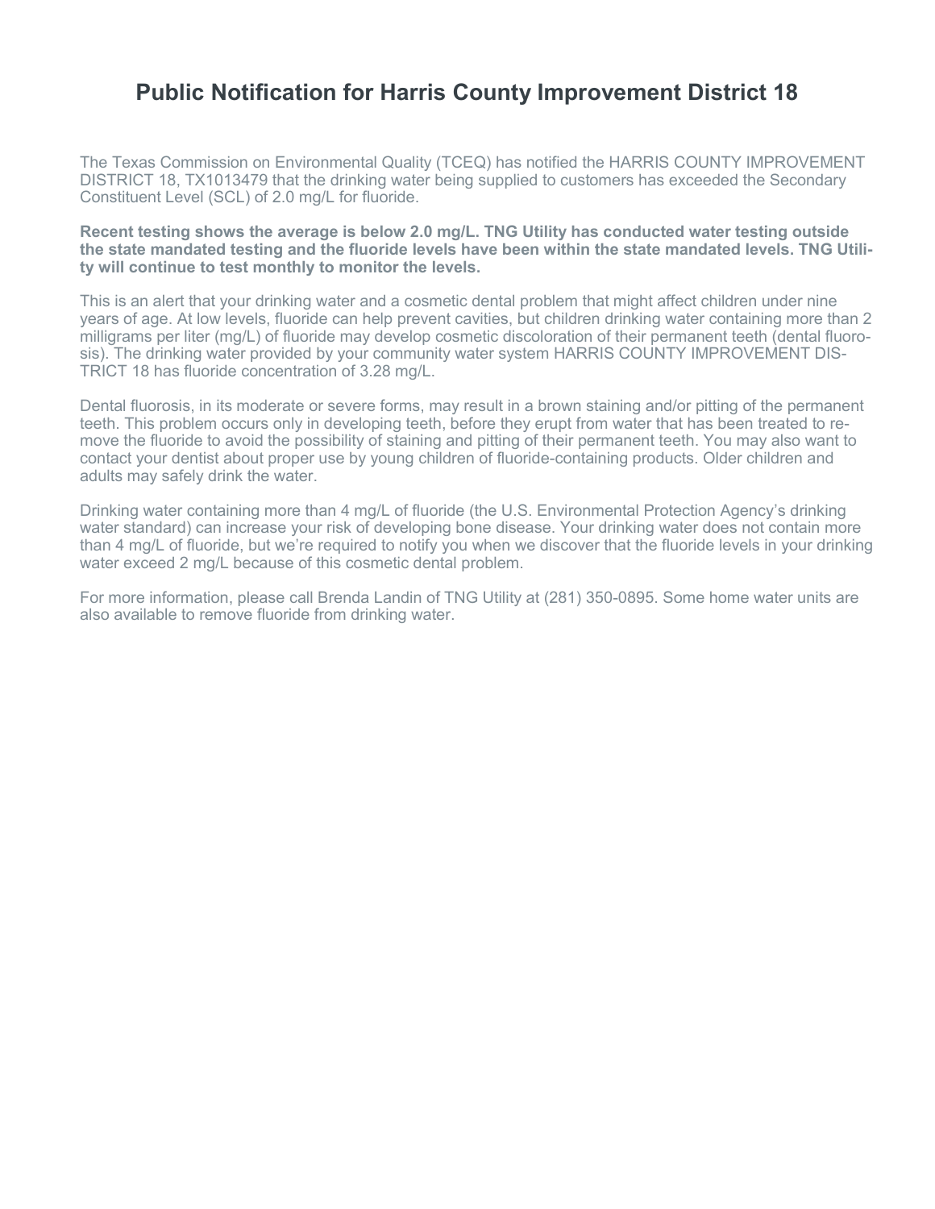# Public Notification for Harris County Improvement District 18

The Texas Commission on Environmental Quality (TCEQ) has notified the HARRIS COUNTY IMPROVEMENT DISTRICT 18, TX1013479 that the drinking water being supplied to customers has exceeded the Secondary Constituent Level (SCL) of 2.0 mg/L for fluoride.

**Recent testing shows the average is below 2.0 mg/L. TNG Utility has conducted water testing outside the state mandated testing and the fluoride levels have been within the state mandated levels. TNG Utility will continue to test monthly to monitor the levels.**

This is an alert that your drinking water and a cosmetic dental problem that might affect children under nine years of age. At low levels, fluoride can help prevent cavities, but children drinking water containing more than 2 milligrams per liter (mg/L) of fluoride may develop cosmetic discoloration of their permanent teeth (dental fluorosis). The drinking water provided by your community water system HARRIS COUNTY IMPROVEMENT DISTRICT 18 has fluoride concentration of 3.28 mg/L.

Dental fluorosis, in its moderate or severe forms, may result in a brown staining and/or pitting of the permanent teeth. This problem occurs only in developing teeth, before they erupt from water that has been treated to remove the fluoride to avoid the possibility of staining and pitting of their permanent teeth. You may also want to contact your dentist about proper use by young children of fluoride-containing products. Older children and adults may safely drink the water.

Drinking water containing more than 4 mg/L of fluoride (the U.S. Environmental Protection Agency's drinking water standard) can increase your risk of developing bone disease. Your drinking water does not contain more than 4 mg/L of fluoride, but we're required to notify you when we discover that the fluoride levels in your drinking water exceed 2 mg/L because of this cosmetic dental problem.

For more information, please call Brenda Landin of TNG Utility at (281) 350-0895. Some home water units are also available to remove fluoride from drinking water.